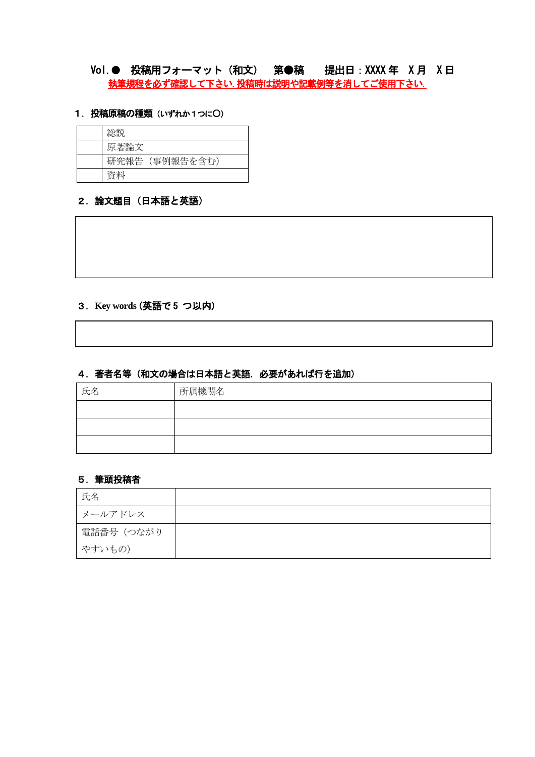Vol.●　投稿用フォーマット（和文）　第●稿　　提出日：XXXX 年　X 月　X 日

**執筆規程を必ず確認して下さい. 投稿時は説明や記載例等を消してご使用下さい.**

### 1．投稿原稿の種類（いずれか１つに〇）

| | |
|---|---|
| | 総説 |
| | 原著論文 |
| | 研究報告（事例報告を含む） |
| | 資料 |

### 2．論文題目（日本語と英語）

| |
|---|
| |

### 3．Key words (英語で 5 つ以内)

| |
|---|
| |

### 4．著者名等（和文の場合は日本語と英語．必要があれば行を追加）

| 氏名 | 所属機関名 |
|---|---|
| | |
| | |
| | |

### 5．筆頭投稿者

| | |
|---|---|
| 氏名 | |
| メールアドレス | |
| 電話番号（つながりやすいもの） | |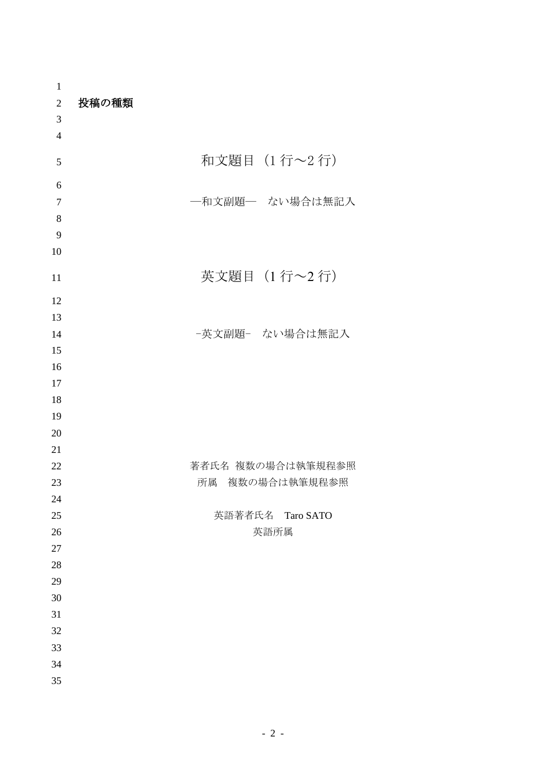**投稿の種類**

# 和文題目（1 行～2 行）

―和文副題―　ない場合は無記入

# 英文題目（1 行～2 行）

－英文副題－　ない場合は無記入

著者氏名 複数の場合は執筆規程参照

所属　複数の場合は執筆規程参照

英語著者氏名　Taro SATO

英語所属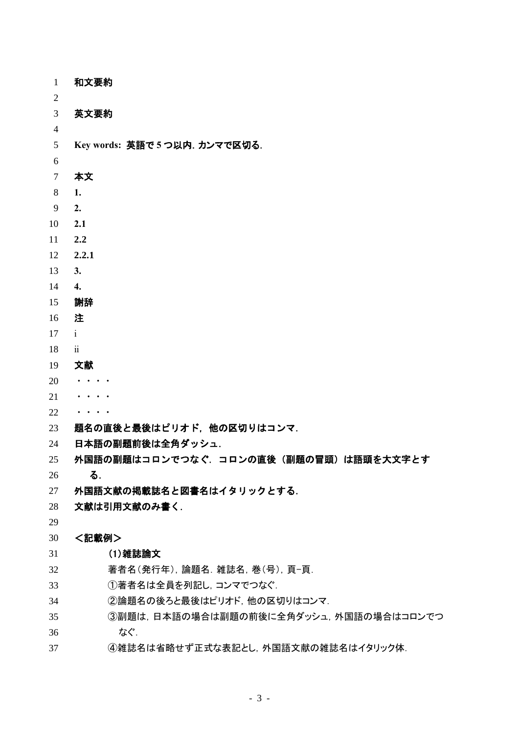**和文要約**

**英文要約**

**Key words: 英語で 5 つ以内．カンマで区切る．**

**本文**

**1.**

**2.**

**2.1**

**2.2**

**2.2.1**

**3.**

**4.**

**謝辞**

**注**

i

ii

**文献**

・・・・

・・・・

・・・・

**題名の直後と最後はピリオド，他の区切りはコンマ．**

**日本語の副題前後は全角ダッシュ．**

**外国語の副題はコロンでつなぐ．コロンの直後（副題の冒頭）は語頭を大文字とする．**

**外国語文献の掲載誌名と図書名はイタリックとする．**

**文献は引用文献のみ書く．**

**＜記載例＞**

**(1)雑誌論文**

著者名(発行年)，論題名．雑誌名，巻(号)，頁−頁．

①著者名は全員を列記し，コンマでつなぐ．

②論題名の後ろと最後はピリオド，他の区切りはコンマ．

③副題は，日本語の場合は副題の前後に全角ダッシュ，外国語の場合はコロンでつなぐ．

④雑誌名は省略せず正式な表記とし，外国語文献の雑誌名はイタリック体．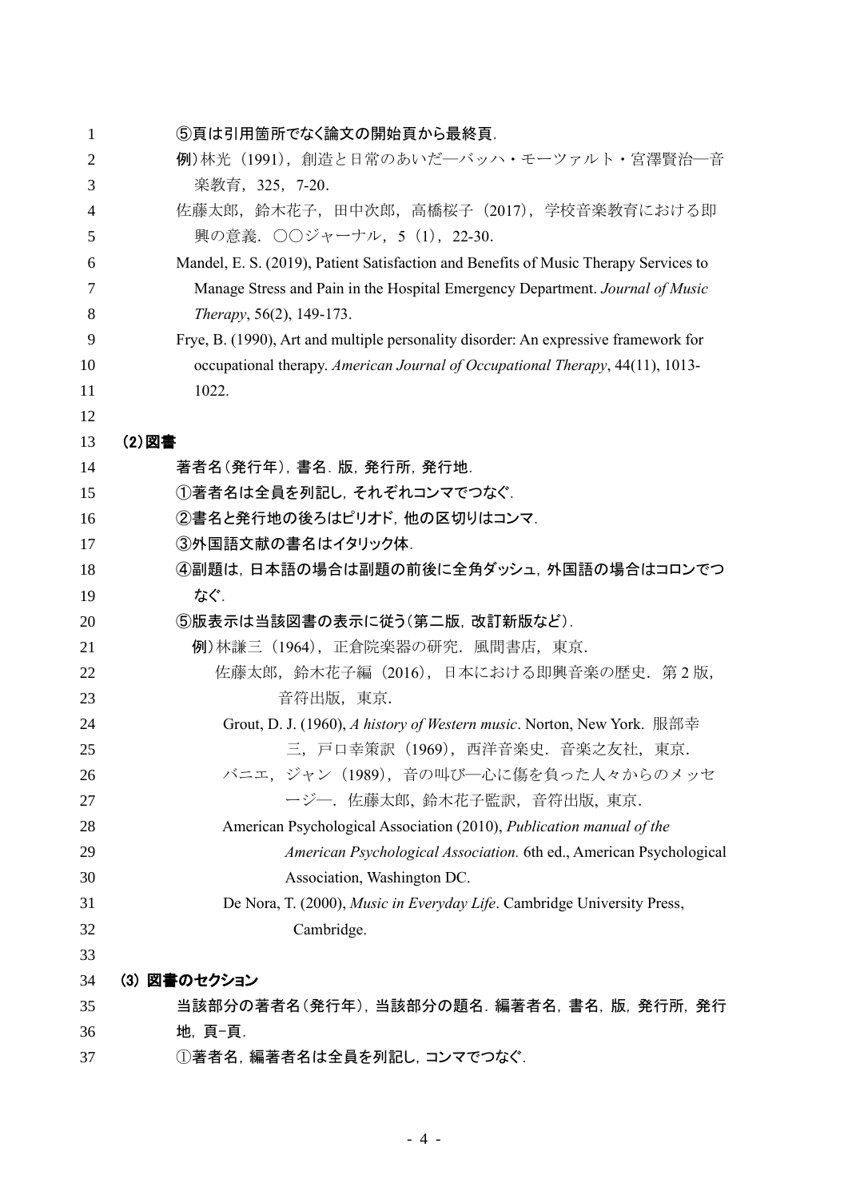⑤頁は引用箇所でなく論文の開始頁から最終頁.

例）林光（1991），創造と日常のあいだ—バッハ・モーツァルト・宮澤賢治—音楽教育，325，7-20.

佐藤太郎，鈴木花子，田中次郎，高橋桜子（2017），学校音楽教育における即興の意義．○○ジャーナル，5（1），22-30.

Mandel, E. S. (2019), Patient Satisfaction and Benefits of Music Therapy Services to Manage Stress and Pain in the Hospital Emergency Department. *Journal of Music Therapy*, 56(2), 149-173.

Frye, B. (1990), Art and multiple personality disorder: An expressive framework for occupational therapy. *American Journal of Occupational Therapy*, 44(11), 1013-1022.

**(2) 図書**

著者名（発行年），書名．版，発行所，発行地.

①著者名は全員を列記し，それぞれコンマでつなぐ.

②書名と発行地の後ろはピリオド，他の区切りはコンマ.

③外国語文献の書名はイタリック体.

④副題は，日本語の場合は副題の前後に全角ダッシュ，外国語の場合はコロンでつなぐ.

⑤版表示は当該図書の表示に従う（第二版，改訂新版など）.

例）林謙三（1964），正倉院楽器の研究．風間書店，東京.

佐藤太郎，鈴木花子編（2016），日本における即興音楽の歴史．第2版，音符出版，東京.

Grout, D. J. (1960), *A history of Western music*. Norton, New York. 服部幸三，戸口幸策訳（1969），西洋音楽史．音楽之友社，東京.

バニエ，ジャン（1989），音の叫び—心に傷を負った人々からのメッセージ—．佐藤太郎，鈴木花子監訳，音符出版，東京.

American Psychological Association (2010), *Publication manual of the American Psychological Association.* 6th ed., American Psychological Association, Washington DC.

De Nora, T. (2000), *Music in Everyday Life*. Cambridge University Press, Cambridge.

**(3) 図書のセクション**

当該部分の著者名（発行年），当該部分の題名．編著者名，書名，版，発行所，発行地，頁-頁.

①著者名，編著者名は全員を列記し，コンマでつなぐ.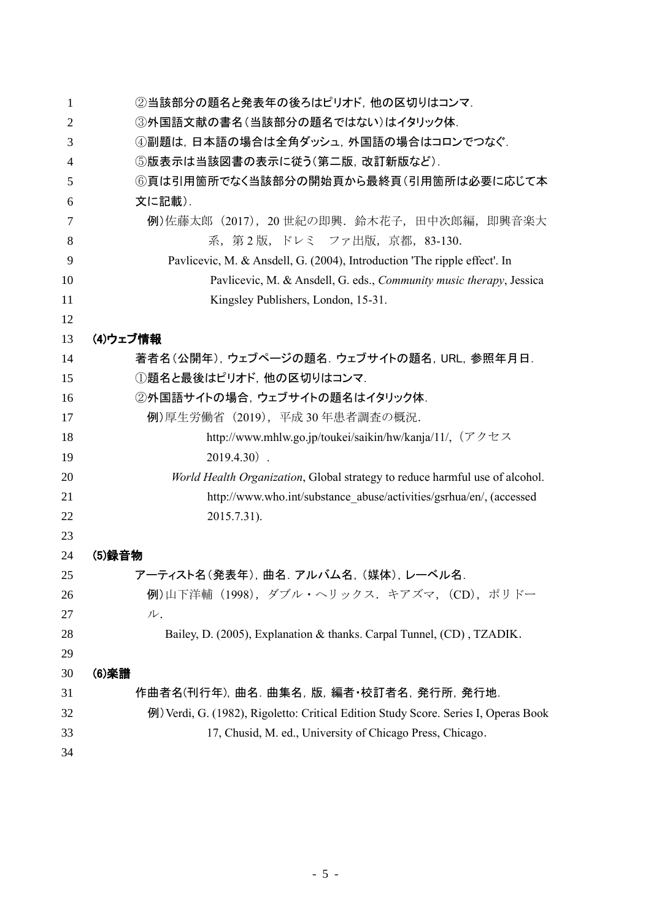②当該部分の題名と発表年の後ろはピリオド，他の区切りはコンマ．

③外国語文献の書名（当該部分の題名ではない）はイタリック体．

④副題は，日本語の場合は全角ダッシュ，外国語の場合はコロンでつなぐ．

⑤版表示は当該図書の表示に従う（第二版，改訂新版など）．

⑥頁は引用箇所でなく当該部分の開始頁から最終頁（引用箇所は必要に応じて本文に記載）．

例）佐藤太郎（2017），20 世紀の即興．鈴木花子，田中次郎編，即興音楽大系，第 2 版，ドレミ　ファ出版，京都，83-130．

Pavlicevic, M. & Ansdell, G. (2004), Introduction 'The ripple effect'. In Pavlicevic, M. & Ansdell, G. eds., *Community music therapy*, Jessica Kingsley Publishers, London, 15-31.

**(4)ウェブ情報**

著者名（公開年），ウェブページの題名．ウェブサイトの題名，URL，参照年月日．

①題名と最後はピリオド，他の区切りはコンマ．

②外国語サイトの場合，ウェブサイトの題名はイタリック体．

例）厚生労働省（2019），平成 30 年患者調査の概況．http://www.mhlw.go.jp/toukei/saikin/hw/kanja/11/，（アクセス 2019.4.30）．

*World Health Organization*, Global strategy to reduce harmful use of alcohol. http://www.who.int/substance_abuse/activities/gsrhua/en/, (accessed 2015.7.31).

**(5)録音物**

アーティスト名（発表年），曲名．アルバム名，（媒体），レーベル名．

例）山下洋輔（1998），ダブル・ヘリックス．キアズマ，（CD），ポリドール．

Bailey, D. (2005), Explanation & thanks. Carpal Tunnel, (CD) , TZADIK．

**(6)楽譜**

作曲者名(刊行年)，曲名．曲集名，版，編者・校訂者名，発行所，発行地．

例）Verdi, G. (1982), Rigoletto: Critical Edition Study Score. Series I, Operas Book 17, Chusid, M. ed., University of Chicago Press, Chicago．